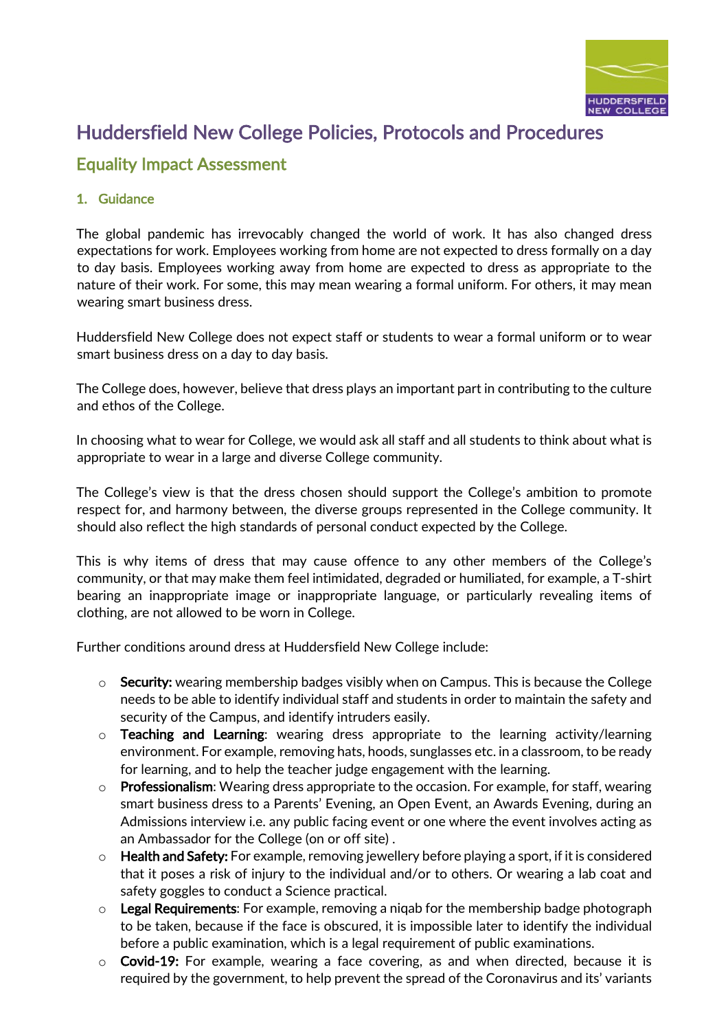# Huddersfield New College Policies, Protocols and Procedures

## Equality Impact Assessment

### 1. Guidance

The global pandemic has irrevocably changed the world of work. It has also changed dress expectations for work. Employees working from home are not expected to dress formally on a day to day basis. Employees working away from home are expected to dress as appropriate to the nature of their work. For some, this may mean wearing a formal uniform. For others, it may mean wearing smart business dress.

Huddersfield New College does not expect staff or students to wear a formal uniform or to wear smart business dress on a day to day basis.

The College does, however, believe that dress plays an important part in contributing to the culture and ethos of the College.

In choosing what to wear for College, we would ask all staff and all students to think about what is appropriate to wear in a large and diverse College community.

The College's view is that the dress chosen should support the College's ambition to promote respect for, and harmony between, the diverse groups represented in the College community. It should also reflect the high standards of personal conduct expected by the College.

This is why items of dress that may cause offence to any other members of the College's community, or that may make them feel intimidated, degraded or humiliated, for example, a T-shirt bearing an inappropriate image or inappropriate language, or particularly revealing items of clothing, are not allowed to be worn in College.

Further conditions around dress at Huddersfield New College include:

- **Security:** wearing membership badges visibly when on Campus. This is because the College needs to be able to identify individual staff and students in order to maintain the safety and security of the Campus, and identify intruders easily.
- **Teaching and Learning**: wearing dress appropriate to the learning activity/learning environment. For example, removing hats, hoods, sunglasses etc. in a classroom, to be ready for learning, and to help the teacher judge engagement with the learning.
- **Professionalism**: Wearing dress appropriate to the occasion. For example, for staff, wearing smart business dress to a Parents' Evening, an Open Event, an Awards Evening, during an Admissions interview i.e. any public facing event or one where the event involves acting as an Ambassador for the College (on or off site) .
- **Health and Safety:** For example, removing jewellery before playing a sport, if it is considered that it poses a risk of injury to the individual and/or to others. Or wearing a lab coat and safety goggles to conduct a Science practical.
- **Legal Requirements**: For example, removing a niqab for the membership badge photograph to be taken, because if the face is obscured, it is impossible later to identify the individual before a public examination, which is a legal requirement of public examinations.
- **Covid-19:** For example, wearing a face covering, as and when directed, because it is required by the government, to help prevent the spread of the Coronavirus and its' variants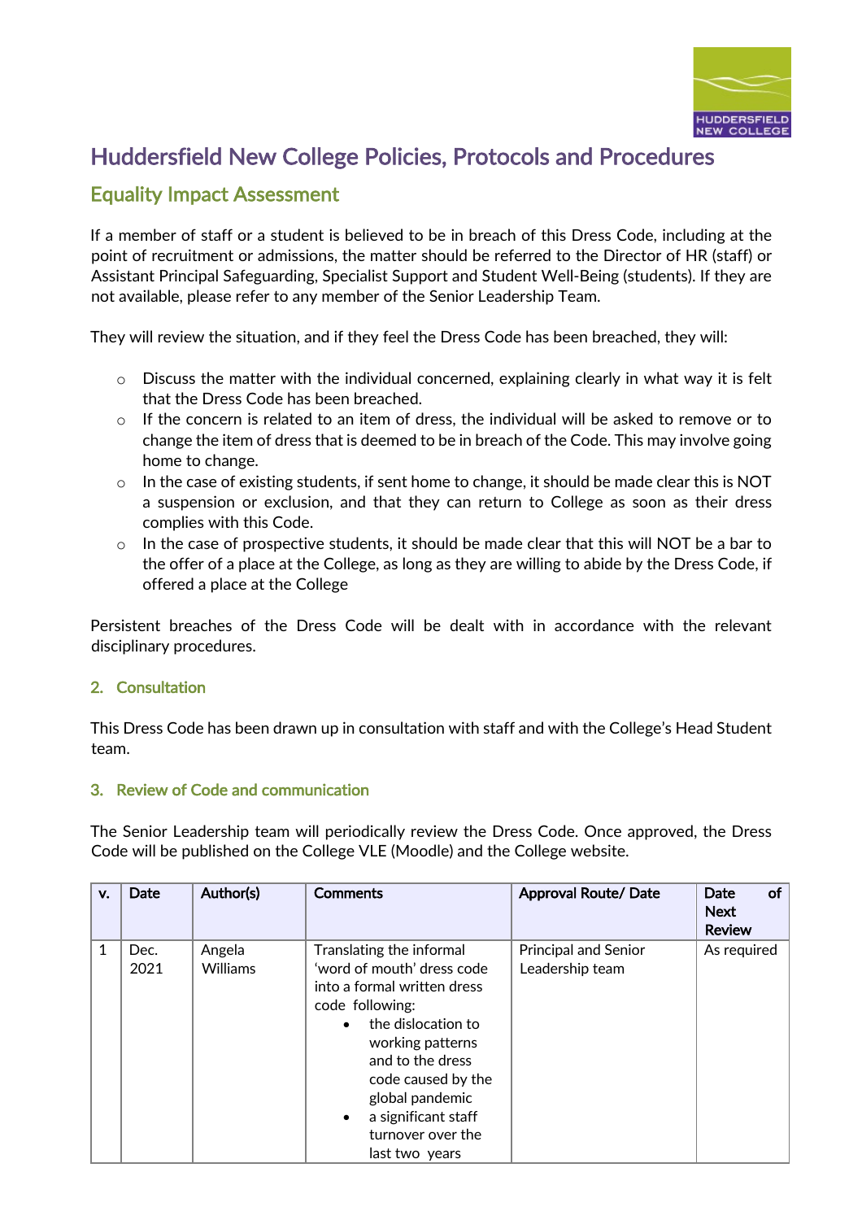# Huddersfield New College Policies, Protocols and Procedures

## Equality Impact Assessment

If a member of staff or a student is believed to be in breach of this Dress Code, including at the point of recruitment or admissions, the matter should be referred to the Director of HR (staff) or Assistant Principal Safeguarding, Specialist Support and Student Well-Being (students). If they are not available, please refer to any member of the Senior Leadership Team.

They will review the situation, and if they feel the Dress Code has been breached, they will:

- Discuss the matter with the individual concerned, explaining clearly in what way it is felt that the Dress Code has been breached.
- If the concern is related to an item of dress, the individual will be asked to remove or to change the item of dress that is deemed to be in breach of the Code. This may involve going home to change.
- In the case of existing students, if sent home to change, it should be made clear this is NOT a suspension or exclusion, and that they can return to College as soon as their dress complies with this Code.
- In the case of prospective students, it should be made clear that this will NOT be a bar to the offer of a place at the College, as long as they are willing to abide by the Dress Code, if offered a place at the College

Persistent breaches of the Dress Code will be dealt with in accordance with the relevant disciplinary procedures.

### 2. Consultation

This Dress Code has been drawn up in consultation with staff and with the College's Head Student team.

### 3. Review of Code and communication

The Senior Leadership team will periodically review the Dress Code. Once approved, the Dress Code will be published on the College VLE (Moodle) and the College website.

| v. | Date | Author(s) | Comments | Approval Route/ Date | Date of Next Review |
|---|---|---|---|---|---|
| 1 | Dec. 2021 | Angela Williams | Translating the informal 'word of mouth' dress code into a formal written dress code following: • the dislocation to working patterns and to the dress code caused by the global pandemic • a significant staff turnover over the last two years | Principal and Senior Leadership team | As required |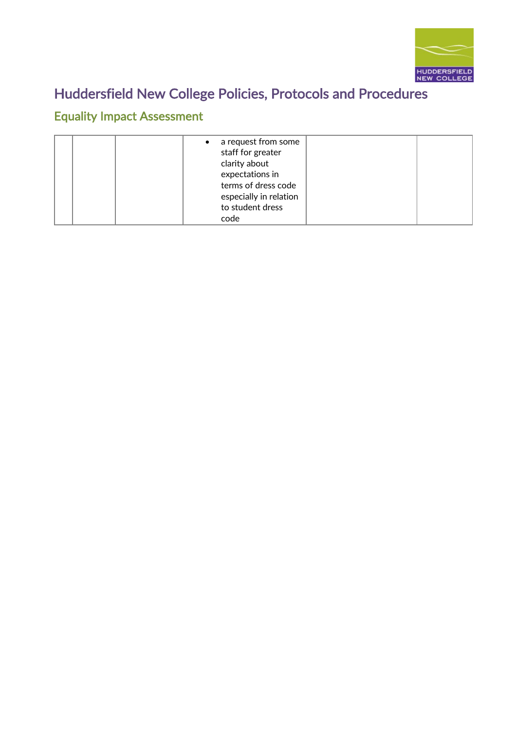# Huddersfield New College Policies, Protocols and Procedures

## Equality Impact Assessment

| | | | | | |
|---|---|---|---|---|---|
| | | | • a request from some staff for greater clarity about expectations in terms of dress code especially in relation to student dress code | | |